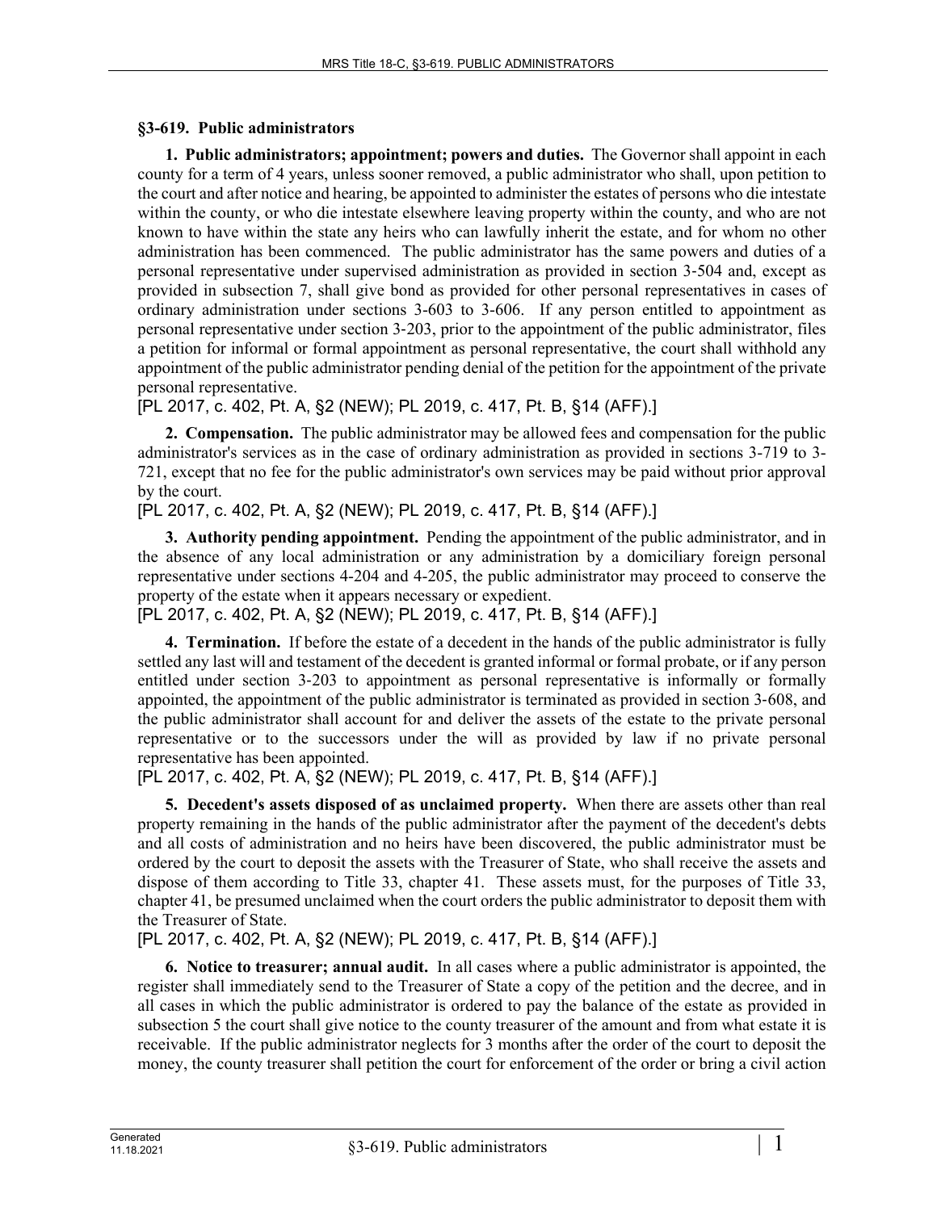### §3-619. Public administrators

**1. Public administrators; appointment; powers and duties.** The Governor shall appoint in each county for a term of 4 years, unless sooner removed, a public administrator who shall, upon petition to the court and after notice and hearing, be appointed to administer the estates of persons who die intestate within the county, or who die intestate elsewhere leaving property within the county, and who are not known to have within the state any heirs who can lawfully inherit the estate, and for whom no other administration has been commenced. The public administrator has the same powers and duties of a personal representative under supervised administration as provided in section 3-504 and, except as provided in subsection 7, shall give bond as provided for other personal representatives in cases of ordinary administration under sections 3-603 to 3-606. If any person entitled to appointment as personal representative under section 3-203, prior to the appointment of the public administrator, files a petition for informal or formal appointment as personal representative, the court shall withhold any appointment of the public administrator pending denial of the petition for the appointment of the private personal representative.

[PL 2017, c. 402, Pt. A, §2 (NEW); PL 2019, c. 417, Pt. B, §14 (AFF).]

**2. Compensation.** The public administrator may be allowed fees and compensation for the public administrator's services as in the case of ordinary administration as provided in sections 3-719 to 3-721, except that no fee for the public administrator's own services may be paid without prior approval by the court.

[PL 2017, c. 402, Pt. A, §2 (NEW); PL 2019, c. 417, Pt. B, §14 (AFF).]

**3. Authority pending appointment.** Pending the appointment of the public administrator, and in the absence of any local administration or any administration by a domiciliary foreign personal representative under sections 4-204 and 4-205, the public administrator may proceed to conserve the property of the estate when it appears necessary or expedient.

[PL 2017, c. 402, Pt. A, §2 (NEW); PL 2019, c. 417, Pt. B, §14 (AFF).]

**4. Termination.** If before the estate of a decedent in the hands of the public administrator is fully settled any last will and testament of the decedent is granted informal or formal probate, or if any person entitled under section 3-203 to appointment as personal representative is informally or formally appointed, the appointment of the public administrator is terminated as provided in section 3-608, and the public administrator shall account for and deliver the assets of the estate to the private personal representative or to the successors under the will as provided by law if no private personal representative has been appointed.

[PL 2017, c. 402, Pt. A, §2 (NEW); PL 2019, c. 417, Pt. B, §14 (AFF).]

**5. Decedent's assets disposed of as unclaimed property.** When there are assets other than real property remaining in the hands of the public administrator after the payment of the decedent's debts and all costs of administration and no heirs have been discovered, the public administrator must be ordered by the court to deposit the assets with the Treasurer of State, who shall receive the assets and dispose of them according to Title 33, chapter 41. These assets must, for the purposes of Title 33, chapter 41, be presumed unclaimed when the court orders the public administrator to deposit them with the Treasurer of State.

[PL 2017, c. 402, Pt. A, §2 (NEW); PL 2019, c. 417, Pt. B, §14 (AFF).]

**6. Notice to treasurer; annual audit.** In all cases where a public administrator is appointed, the register shall immediately send to the Treasurer of State a copy of the petition and the decree, and in all cases in which the public administrator is ordered to pay the balance of the estate as provided in subsection 5 the court shall give notice to the county treasurer of the amount and from what estate it is receivable. If the public administrator neglects for 3 months after the order of the court to deposit the money, the county treasurer shall petition the court for enforcement of the order or bring a civil action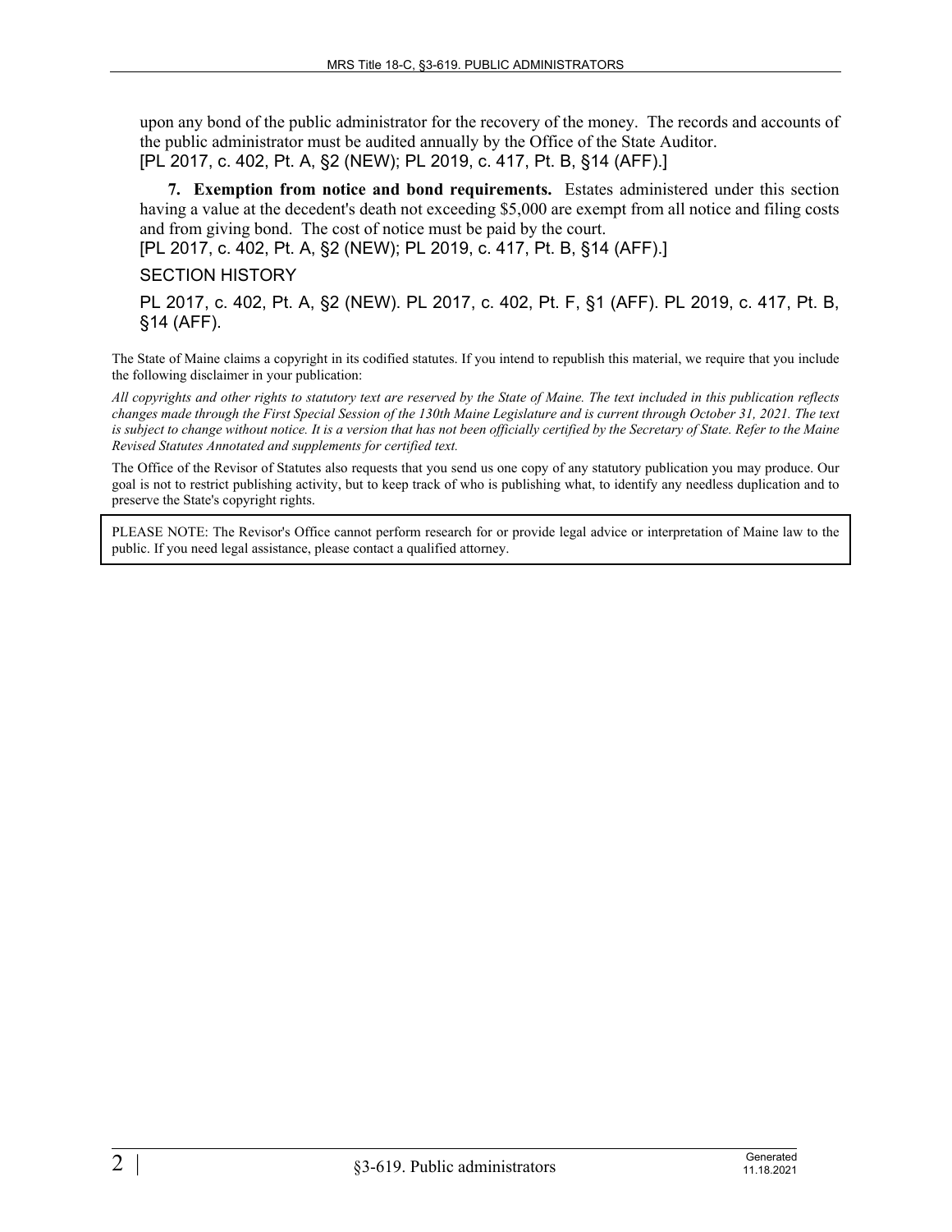upon any bond of the public administrator for the recovery of the money. The records and accounts of the public administrator must be audited annually by the Office of the State Auditor.
[PL 2017, c. 402, Pt. A, §2 (NEW); PL 2019, c. 417, Pt. B, §14 (AFF).]

**7. Exemption from notice and bond requirements.** Estates administered under this section having a value at the decedent's death not exceeding $5,000 are exempt from all notice and filing costs and from giving bond. The cost of notice must be paid by the court.
[PL 2017, c. 402, Pt. A, §2 (NEW); PL 2019, c. 417, Pt. B, §14 (AFF).]

SECTION HISTORY

PL 2017, c. 402, Pt. A, §2 (NEW). PL 2017, c. 402, Pt. F, §1 (AFF). PL 2019, c. 417, Pt. B, §14 (AFF).

The State of Maine claims a copyright in its codified statutes. If you intend to republish this material, we require that you include the following disclaimer in your publication:

*All copyrights and other rights to statutory text are reserved by the State of Maine. The text included in this publication reflects changes made through the First Special Session of the 130th Maine Legislature and is current through October 31, 2021. The text is subject to change without notice. It is a version that has not been officially certified by the Secretary of State. Refer to the Maine Revised Statutes Annotated and supplements for certified text.*

The Office of the Revisor of Statutes also requests that you send us one copy of any statutory publication you may produce. Our goal is not to restrict publishing activity, but to keep track of who is publishing what, to identify any needless duplication and to preserve the State's copyright rights.

PLEASE NOTE: The Revisor's Office cannot perform research for or provide legal advice or interpretation of Maine law to the public. If you need legal assistance, please contact a qualified attorney.